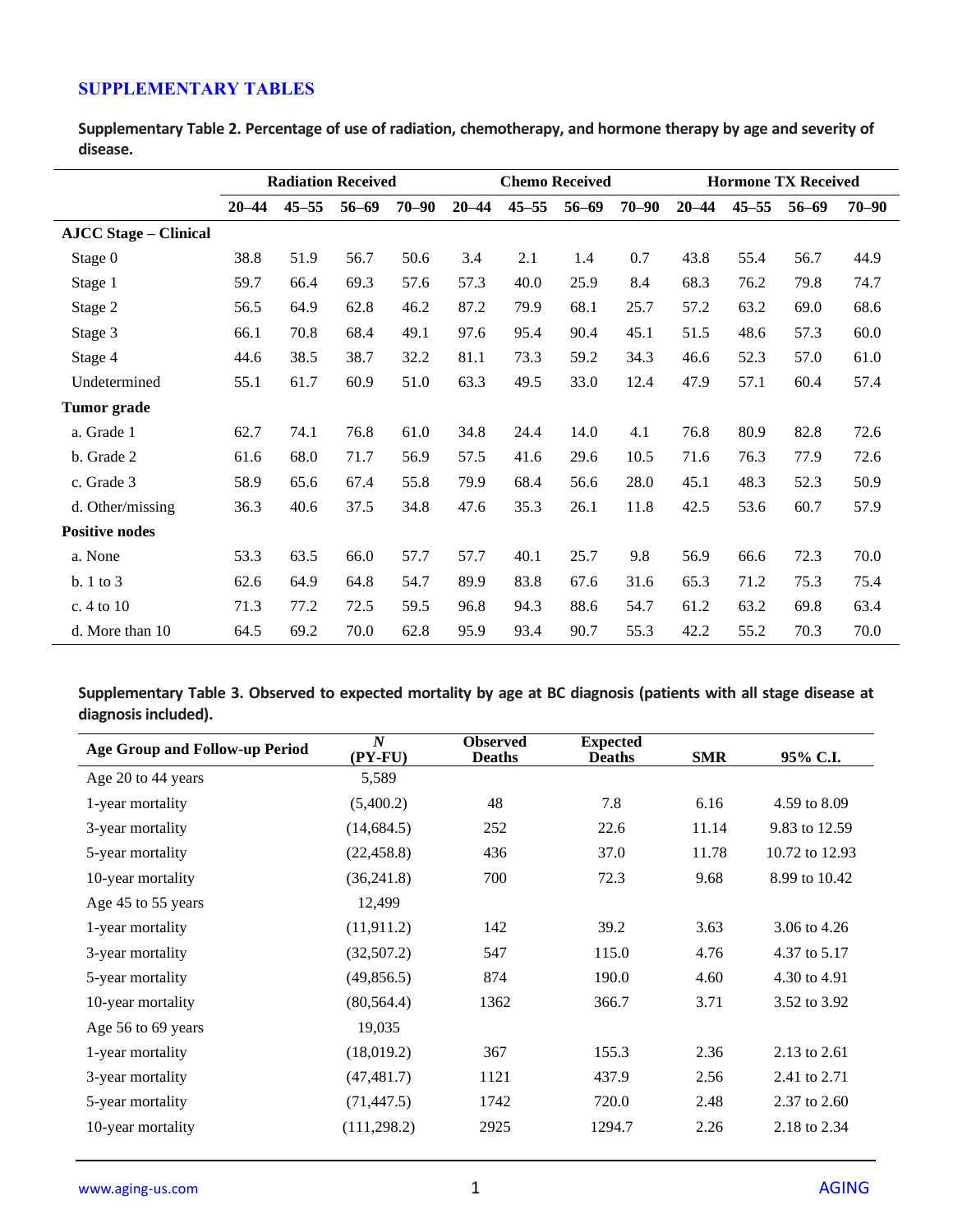## SUPPLEMENTARY TABLES

**Supplementary Table 2. Percentage of use of radiation, chemotherapy, and hormone therapy by age and severity of disease.**

| | Radiation Received | | | | Chemo Received | | | | Hormone TX Received | | | |
|---|---|---|---|---|---|---|---|---|---|---|---|---|
| | 20–44 | 45–55 | 56–69 | 70–90 | 20–44 | 45–55 | 56–69 | 70–90 | 20–44 | 45–55 | 56–69 | 70–90 |
| **AJCC Stage – Clinical** | | | | | | | | | | | | |
| Stage 0 | 38.8 | 51.9 | 56.7 | 50.6 | 3.4 | 2.1 | 1.4 | 0.7 | 43.8 | 55.4 | 56.7 | 44.9 |
| Stage 1 | 59.7 | 66.4 | 69.3 | 57.6 | 57.3 | 40.0 | 25.9 | 8.4 | 68.3 | 76.2 | 79.8 | 74.7 |
| Stage 2 | 56.5 | 64.9 | 62.8 | 46.2 | 87.2 | 79.9 | 68.1 | 25.7 | 57.2 | 63.2 | 69.0 | 68.6 |
| Stage 3 | 66.1 | 70.8 | 68.4 | 49.1 | 97.6 | 95.4 | 90.4 | 45.1 | 51.5 | 48.6 | 57.3 | 60.0 |
| Stage 4 | 44.6 | 38.5 | 38.7 | 32.2 | 81.1 | 73.3 | 59.2 | 34.3 | 46.6 | 52.3 | 57.0 | 61.0 |
| Undetermined | 55.1 | 61.7 | 60.9 | 51.0 | 63.3 | 49.5 | 33.0 | 12.4 | 47.9 | 57.1 | 60.4 | 57.4 |
| **Tumor grade** | | | | | | | | | | | | |
| a. Grade 1 | 62.7 | 74.1 | 76.8 | 61.0 | 34.8 | 24.4 | 14.0 | 4.1 | 76.8 | 80.9 | 82.8 | 72.6 |
| b. Grade 2 | 61.6 | 68.0 | 71.7 | 56.9 | 57.5 | 41.6 | 29.6 | 10.5 | 71.6 | 76.3 | 77.9 | 72.6 |
| c. Grade 3 | 58.9 | 65.6 | 67.4 | 55.8 | 79.9 | 68.4 | 56.6 | 28.0 | 45.1 | 48.3 | 52.3 | 50.9 |
| d. Other/missing | 36.3 | 40.6 | 37.5 | 34.8 | 47.6 | 35.3 | 26.1 | 11.8 | 42.5 | 53.6 | 60.7 | 57.9 |
| **Positive nodes** | | | | | | | | | | | | |
| a. None | 53.3 | 63.5 | 66.0 | 57.7 | 57.7 | 40.1 | 25.7 | 9.8 | 56.9 | 66.6 | 72.3 | 70.0 |
| b. 1 to 3 | 62.6 | 64.9 | 64.8 | 54.7 | 89.9 | 83.8 | 67.6 | 31.6 | 65.3 | 71.2 | 75.3 | 75.4 |
| c. 4 to 10 | 71.3 | 77.2 | 72.5 | 59.5 | 96.8 | 94.3 | 88.6 | 54.7 | 61.2 | 63.2 | 69.8 | 63.4 |
| d. More than 10 | 64.5 | 69.2 | 70.0 | 62.8 | 95.9 | 93.4 | 90.7 | 55.3 | 42.2 | 55.2 | 70.3 | 70.0 |

**Supplementary Table 3. Observed to expected mortality by age at BC diagnosis (patients with all stage disease at diagnosis included).**

| Age Group and Follow-up Period | *N* (PY-FU) | Observed Deaths | Expected Deaths | SMR | 95% C.I. |
|---|---|---|---|---|---|
| Age 20 to 44 years | 5,589 | | | | |
| 1-year mortality | (5,400.2) | 48 | 7.8 | 6.16 | 4.59 to 8.09 |
| 3-year mortality | (14,684.5) | 252 | 22.6 | 11.14 | 9.83 to 12.59 |
| 5-year mortality | (22,458.8) | 436 | 37.0 | 11.78 | 10.72 to 12.93 |
| 10-year mortality | (36,241.8) | 700 | 72.3 | 9.68 | 8.99 to 10.42 |
| Age 45 to 55 years | 12,499 | | | | |
| 1-year mortality | (11,911.2) | 142 | 39.2 | 3.63 | 3.06 to 4.26 |
| 3-year mortality | (32,507.2) | 547 | 115.0 | 4.76 | 4.37 to 5.17 |
| 5-year mortality | (49,856.5) | 874 | 190.0 | 4.60 | 4.30 to 4.91 |
| 10-year mortality | (80,564.4) | 1362 | 366.7 | 3.71 | 3.52 to 3.92 |
| Age 56 to 69 years | 19,035 | | | | |
| 1-year mortality | (18,019.2) | 367 | 155.3 | 2.36 | 2.13 to 2.61 |
| 3-year mortality | (47,481.7) | 1121 | 437.9 | 2.56 | 2.41 to 2.71 |
| 5-year mortality | (71,447.5) | 1742 | 720.0 | 2.48 | 2.37 to 2.60 |
| 10-year mortality | (111,298.2) | 2925 | 1294.7 | 2.26 | 2.18 to 2.34 |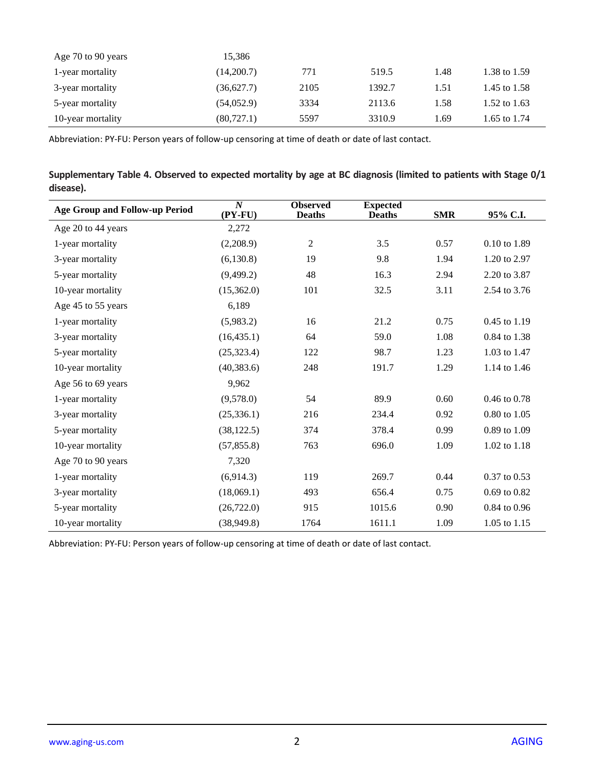| | | | | | |
|---|---|---|---|---|---|
| Age 70 to 90 years | 15,386 | | | | |
| 1-year mortality | (14,200.7) | 771 | 519.5 | 1.48 | 1.38 to 1.59 |
| 3-year mortality | (36,627.7) | 2105 | 1392.7 | 1.51 | 1.45 to 1.58 |
| 5-year mortality | (54,052.9) | 3334 | 2113.6 | 1.58 | 1.52 to 1.63 |
| 10-year mortality | (80,727.1) | 5597 | 3310.9 | 1.69 | 1.65 to 1.74 |

Abbreviation: PY-FU: Person years of follow-up censoring at time of death or date of last contact.

**Supplementary Table 4. Observed to expected mortality by age at BC diagnosis (limited to patients with Stage 0/1 disease).**

| Age Group and Follow-up Period | *N* (PY-FU) | Observed Deaths | Expected Deaths | SMR | 95% C.I. |
|---|---|---|---|---|---|
| Age 20 to 44 years | 2,272 | | | | |
| 1-year mortality | (2,208.9) | 2 | 3.5 | 0.57 | 0.10 to 1.89 |
| 3-year mortality | (6,130.8) | 19 | 9.8 | 1.94 | 1.20 to 2.97 |
| 5-year mortality | (9,499.2) | 48 | 16.3 | 2.94 | 2.20 to 3.87 |
| 10-year mortality | (15,362.0) | 101 | 32.5 | 3.11 | 2.54 to 3.76 |
| Age 45 to 55 years | 6,189 | | | | |
| 1-year mortality | (5,983.2) | 16 | 21.2 | 0.75 | 0.45 to 1.19 |
| 3-year mortality | (16,435.1) | 64 | 59.0 | 1.08 | 0.84 to 1.38 |
| 5-year mortality | (25,323.4) | 122 | 98.7 | 1.23 | 1.03 to 1.47 |
| 10-year mortality | (40,383.6) | 248 | 191.7 | 1.29 | 1.14 to 1.46 |
| Age 56 to 69 years | 9,962 | | | | |
| 1-year mortality | (9,578.0) | 54 | 89.9 | 0.60 | 0.46 to 0.78 |
| 3-year mortality | (25,336.1) | 216 | 234.4 | 0.92 | 0.80 to 1.05 |
| 5-year mortality | (38,122.5) | 374 | 378.4 | 0.99 | 0.89 to 1.09 |
| 10-year mortality | (57,855.8) | 763 | 696.0 | 1.09 | 1.02 to 1.18 |
| Age 70 to 90 years | 7,320 | | | | |
| 1-year mortality | (6,914.3) | 119 | 269.7 | 0.44 | 0.37 to 0.53 |
| 3-year mortality | (18,069.1) | 493 | 656.4 | 0.75 | 0.69 to 0.82 |
| 5-year mortality | (26,722.0) | 915 | 1015.6 | 0.90 | 0.84 to 0.96 |
| 10-year mortality | (38,949.8) | 1764 | 1611.1 | 1.09 | 1.05 to 1.15 |

Abbreviation: PY-FU: Person years of follow-up censoring at time of death or date of last contact.